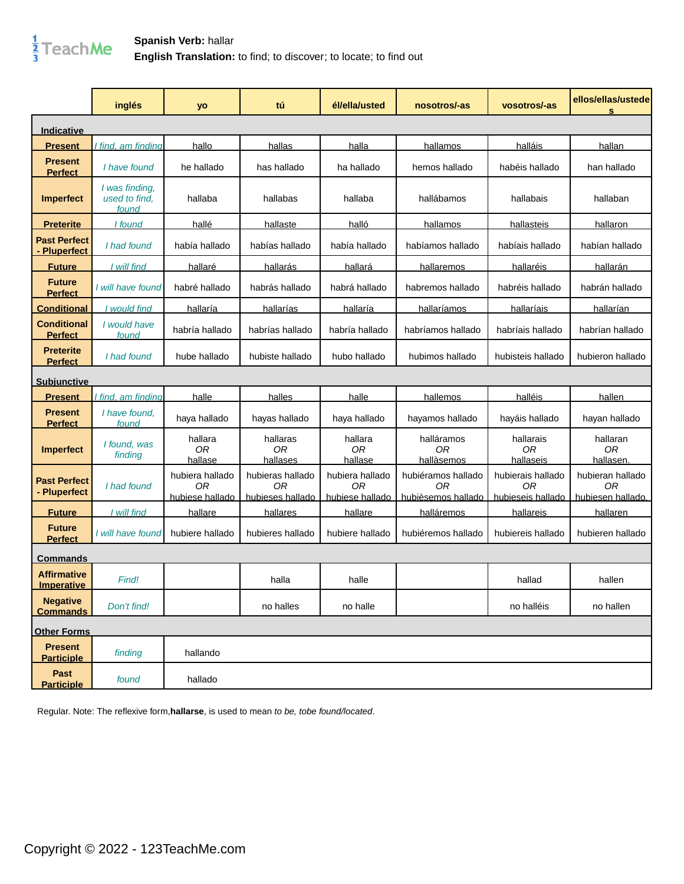**Spanish Verb:** hallar
**English Translation:** to find; to discover; to locate; to find out

| | inglés | yo | tú | él/ella/usted | nosotros/-as | vosotros/-as | ellos/ellas/ustedes |
|---|---|---|---|---|---|---|---|
| **Indicative** | | | | | | | |
| **Present** | *I find, am finding* | hallo | hallas | halla | hallamos | halláis | hallan |
| **Present Perfect** | *I have found* | he hallado | has hallado | ha hallado | hemos hallado | habéis hallado | han hallado |
| **Imperfect** | *I was finding, used to find, found* | hallaba | hallabas | hallaba | hallábamos | hallabais | hallaban |
| **Preterite** | *I found* | hallé | hallaste | halló | hallamos | hallasteis | hallaron |
| **Past Perfect - Pluperfect** | *I had found* | había hallado | habías hallado | había hallado | habíamos hallado | habíais hallado | habían hallado |
| **Future** | *I will find* | hallaré | hallarás | hallará | hallaremos | hallaréis | hallarán |
| **Future Perfect** | *I will have found* | habré hallado | habrás hallado | habrá hallado | habremos hallado | habréis hallado | habrán hallado |
| **Conditional** | *I would find* | hallaría | hallarías | hallaría | hallaríamos | hallaríais | hallarían |
| **Conditional Perfect** | *I would have found* | habría hallado | habrías hallado | habría hallado | habríamos hallado | habríais hallado | habrían hallado |
| **Preterite Perfect** | *I had found* | hube hallado | hubiste hallado | hubo hallado | hubimos hallado | hubisteis hallado | hubieron hallado |
| **Subjunctive** | | | | | | | |
| **Present** | *I find, am finding* | halle | halles | halle | hallemos | halléis | hallen |
| **Present Perfect** | *I have found, found* | haya hallado | hayas hallado | haya hallado | hayamos hallado | hayáis hallado | hayan hallado |
| **Imperfect** | *I found, was finding* | hallara *OR* hallase | hallaras *OR* hallases | hallara *OR* hallase | halláramos *OR* hallàsemos | hallarais *OR* hallaseis | hallaran *OR* hallasen. |
| **Past Perfect - Pluperfect** | *I had found* | hubiera hallado *OR* hubiese hallado | hubieras hallado *OR* hubieses hallado | hubiera hallado *OR* hubiese hallado | hubiéramos hallado *OR* hubièsemos hallado | hubierais hallado *OR* hubieseis hallado | hubieran hallado *OR* hubiesen hallado. |
| **Future** | *I will find* | hallare | hallares | hallare | halláremos | hallareis | hallaren |
| **Future Perfect** | *I will have found* | hubiere hallado | hubieres hallado | hubiere hallado | hubiéremos hallado | hubiereis hallado | hubieren hallado |
| **Commands** | | | | | | | |
| **Affirmative Imperative** | *Find!* | | halla | halle | | hallad | hallen |
| **Negative Commands** | *Don't find!* | | no halles | no halle | | no halléis | no hallen |
| **Other Forms** | | | | | | | |
| **Present Participle** | *finding* | hallando | | | | | |
| **Past Participle** | *found* | hallado | | | | | |

Regular. Note: The reflexive form,**hallarse**, is used to mean *to be, tobe found/located*.

Copyright © 2022 - 123TeachMe.com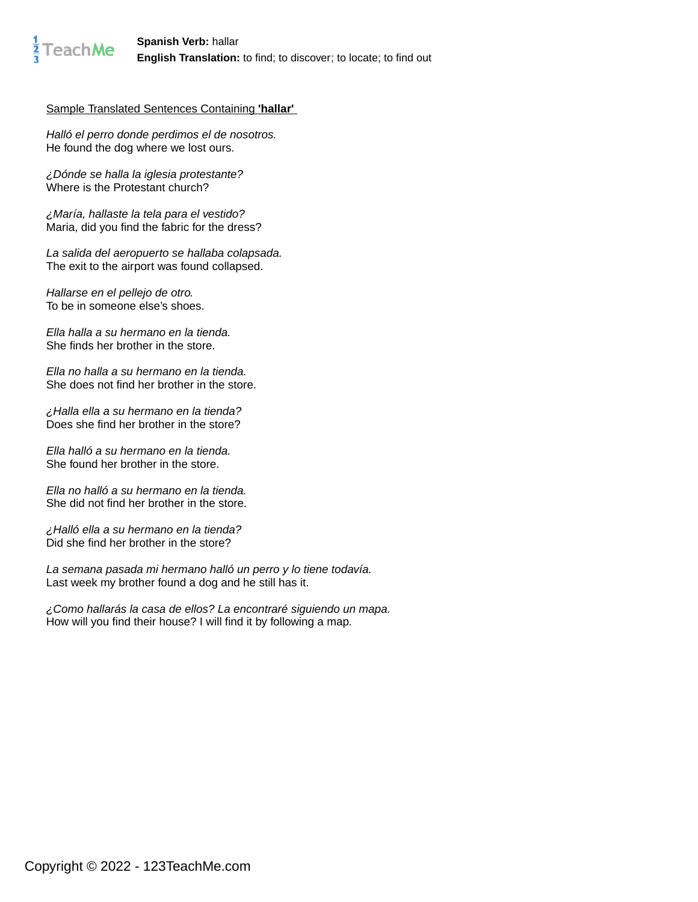**Spanish Verb:** hallar
**English Translation:** to find; to discover; to locate; to find out

Sample Translated Sentences Containing **'hallar'**

*Halló el perro donde perdimos el de nosotros.*
He found the dog where we lost ours.

*¿Dónde se halla la iglesia protestante?*
Where is the Protestant church?

*¿María, hallaste la tela para el vestido?*
Maria, did you find the fabric for the dress?

*La salida del aeropuerto se hallaba colapsada.*
The exit to the airport was found collapsed.

*Hallarse en el pellejo de otro.*
To be in someone else's shoes.

*Ella halla a su hermano en la tienda.*
She finds her brother in the store.

*Ella no halla a su hermano en la tienda.*
She does not find her brother in the store.

*¿Halla ella a su hermano en la tienda?*
Does she find her brother in the store?

*Ella halló a su hermano en la tienda.*
She found her brother in the store.

*Ella no halló a su hermano en la tienda.*
She did not find her brother in the store.

*¿Halló ella a su hermano en la tienda?*
Did she find her brother in the store?

*La semana pasada mi hermano halló un perro y lo tiene todavía.*
Last week my brother found a dog and he still has it.

*¿Como hallarás la casa de ellos? La encontraré siguiendo un mapa.*
How will you find their house? I will find it by following a map.